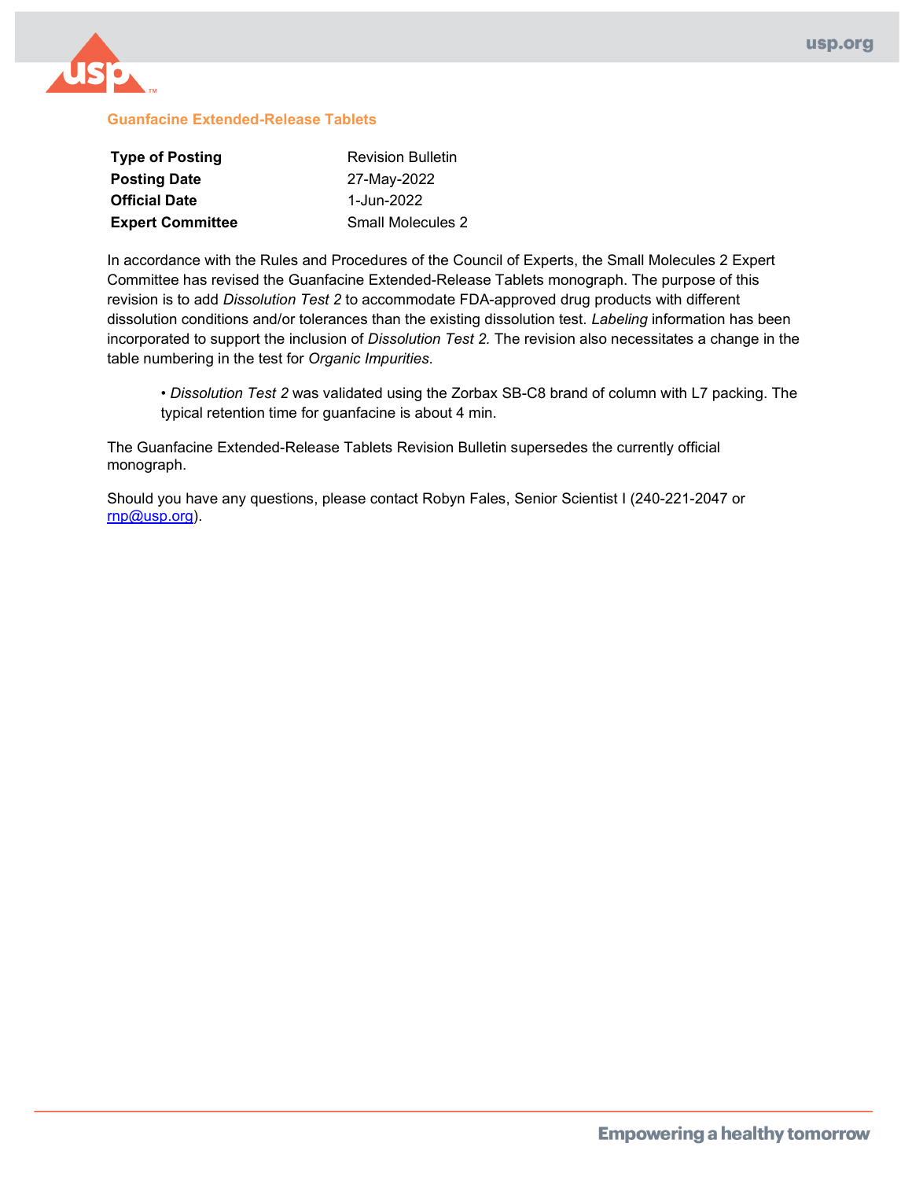## Guanfacine Extended-Release Tablets

| | |
|---|---|
| **Type of Posting** | Revision Bulletin |
| **Posting Date** | 27-May-2022 |
| **Official Date** | 1-Jun-2022 |
| **Expert Committee** | Small Molecules 2 |

In accordance with the Rules and Procedures of the Council of Experts, the Small Molecules 2 Expert Committee has revised the Guanfacine Extended-Release Tablets monograph. The purpose of this revision is to add *Dissolution Test 2* to accommodate FDA-approved drug products with different dissolution conditions and/or tolerances than the existing dissolution test. *Labeling* information has been incorporated to support the inclusion of *Dissolution Test 2.* The revision also necessitates a change in the table numbering in the test for *Organic Impurities*.

- *Dissolution Test 2* was validated using the Zorbax SB-C8 brand of column with L7 packing. The typical retention time for guanfacine is about 4 min.

The Guanfacine Extended-Release Tablets Revision Bulletin supersedes the currently official monograph.

Should you have any questions, please contact Robyn Fales, Senior Scientist I (240-221-2047 or rnp@usp.org).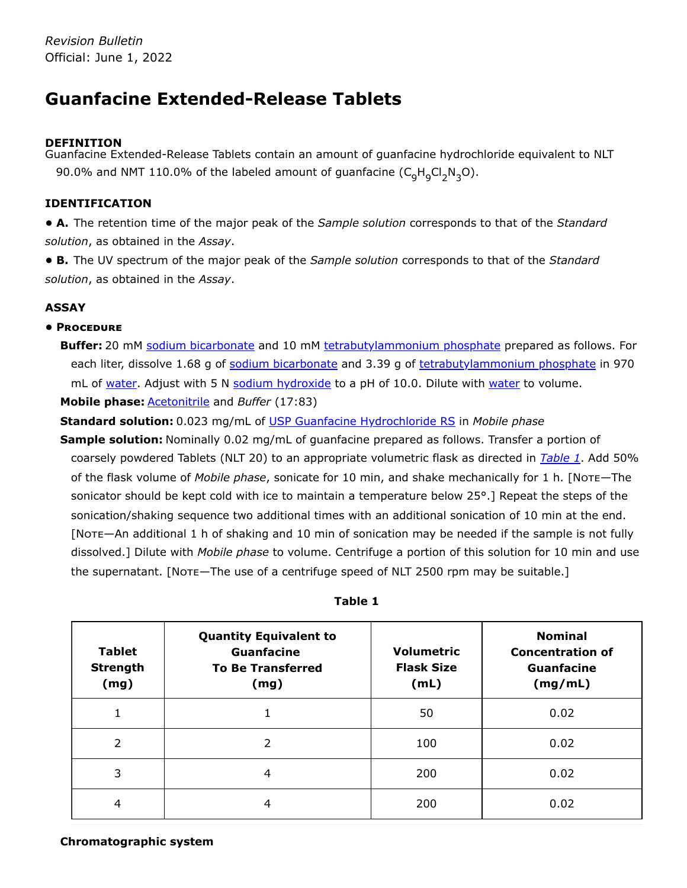*Revision Bulletin*
Official: June 1, 2022

# Guanfacine Extended-Release Tablets

## DEFINITION

Guanfacine Extended-Release Tablets contain an amount of guanfacine hydrochloride equivalent to NLT 90.0% and NMT 110.0% of the labeled amount of guanfacine ($C_9H_9Cl_2N_3O$).

## IDENTIFICATION

- **A.** The retention time of the major peak of the *Sample solution* corresponds to that of the *Standard solution*, as obtained in the *Assay*.
- **B.** The UV spectrum of the major peak of the *Sample solution* corresponds to that of the *Standard solution*, as obtained in the *Assay*.

## ASSAY

- **Procedure**

**Buffer:** 20 mM sodium bicarbonate and 10 mM tetrabutylammonium phosphate prepared as follows. For each liter, dissolve 1.68 g of sodium bicarbonate and 3.39 g of tetrabutylammonium phosphate in 970 mL of water. Adjust with 5 N sodium hydroxide to a pH of 10.0. Dilute with water to volume.

**Mobile phase:** Acetonitrile and *Buffer* (17:83)

**Standard solution:** 0.023 mg/mL of USP Guanfacine Hydrochloride RS in *Mobile phase*

**Sample solution:** Nominally 0.02 mg/mL of guanfacine prepared as follows. Transfer a portion of coarsely powdered Tablets (NLT 20) to an appropriate volumetric flask as directed in *Table 1*. Add 50% of the flask volume of *Mobile phase*, sonicate for 10 min, and shake mechanically for 1 h. [Note—The sonicator should be kept cold with ice to maintain a temperature below 25°.] Repeat the steps of the sonication/shaking sequence two additional times with an additional sonication of 10 min at the end. [Note—An additional 1 h of shaking and 10 min of sonication may be needed if the sample is not fully dissolved.] Dilute with *Mobile phase* to volume. Centrifuge a portion of this solution for 10 min and use the supernatant. [Note—The use of a centrifuge speed of NLT 2500 rpm may be suitable.]

**Table 1**

| Tablet Strength (mg) | Quantity Equivalent to Guanfacine To Be Transferred (mg) | Volumetric Flask Size (mL) | Nominal Concentration of Guanfacine (mg/mL) |
|---|---|---|---|
| 1 | 1 | 50 | 0.02 |
| 2 | 2 | 100 | 0.02 |
| 3 | 4 | 200 | 0.02 |
| 4 | 4 | 200 | 0.02 |

**Chromatographic system**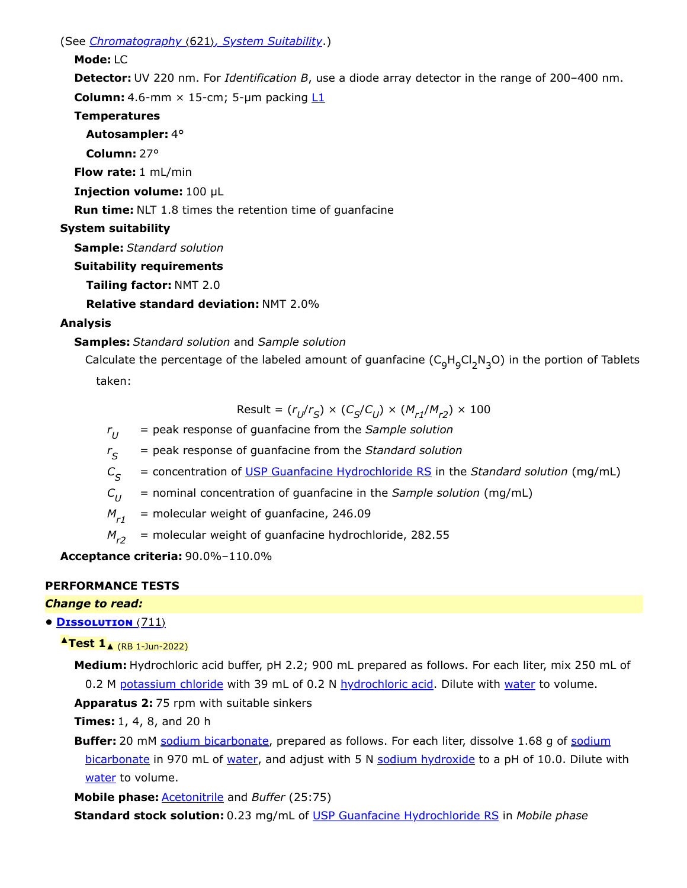(See *Chromatography* ⟨621⟩*, System Suitability*.)

**Mode:** LC

**Detector:** UV 220 nm. For *Identification B*, use a diode array detector in the range of 200–400 nm.

**Column:** 4.6-mm × 15-cm; 5-µm packing L1

**Temperatures**

**Autosampler:** 4°

**Column:** 27°

**Flow rate:** 1 mL/min

**Injection volume:** 100 µL

**Run time:** NLT 1.8 times the retention time of guanfacine

**System suitability**

**Sample:** *Standard solution*

**Suitability requirements**

**Tailing factor:** NMT 2.0

**Relative standard deviation:** NMT 2.0%

**Analysis**

**Samples:** *Standard solution* and *Sample solution*

Calculate the percentage of the labeled amount of guanfacine ($C_9H_9Cl_2N_3O$) in the portion of Tablets taken:

$$\text{Result} = (r_U/r_S) \times (C_S/C_U) \times (M_{r1}/M_{r2}) \times 100$$

$r_U$ = peak response of guanfacine from the *Sample solution*

$r_S$ = peak response of guanfacine from the *Standard solution*

$C_S$ = concentration of USP Guanfacine Hydrochloride RS in the *Standard solution* (mg/mL)

$C_U$ = nominal concentration of guanfacine in the *Sample solution* (mg/mL)

$M_{r1}$ = molecular weight of guanfacine, 246.09

$M_{r2}$ = molecular weight of guanfacine hydrochloride, 282.55

**Acceptance criteria:** 90.0%–110.0%

**PERFORMANCE TESTS**

***Change to read:***

- **Dissolution** ⟨711⟩

▲**Test 1**▲ (RB 1-Jun-2022)

**Medium:** Hydrochloric acid buffer, pH 2.2; 900 mL prepared as follows. For each liter, mix 250 mL of 0.2 M potassium chloride with 39 mL of 0.2 N hydrochloric acid. Dilute with water to volume.

**Apparatus 2:** 75 rpm with suitable sinkers

**Times:** 1, 4, 8, and 20 h

**Buffer:** 20 mM sodium bicarbonate, prepared as follows. For each liter, dissolve 1.68 g of sodium bicarbonate in 970 mL of water, and adjust with 5 N sodium hydroxide to a pH of 10.0. Dilute with water to volume.

**Mobile phase:** Acetonitrile and *Buffer* (25:75)

**Standard stock solution:** 0.23 mg/mL of USP Guanfacine Hydrochloride RS in *Mobile phase*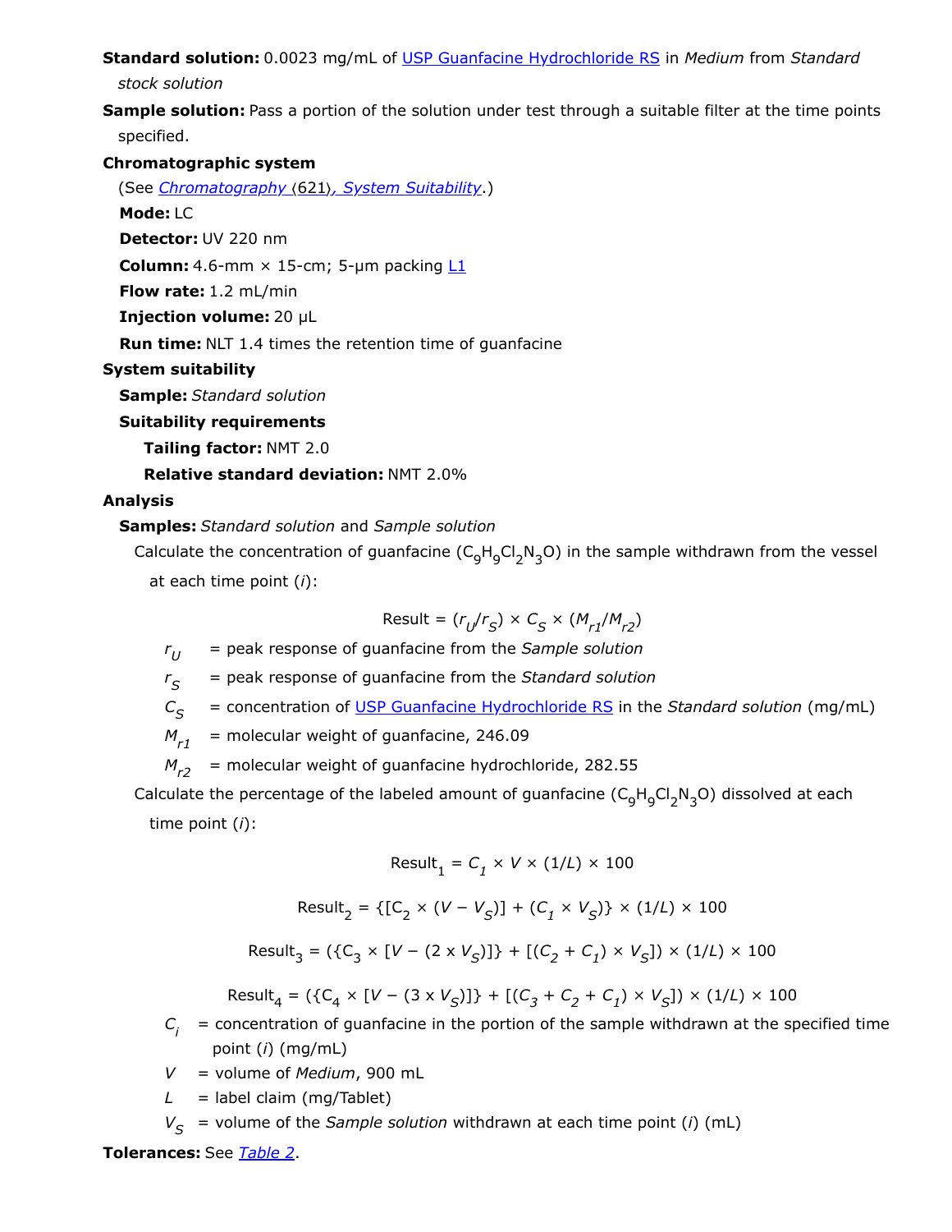**Standard solution:** 0.0023 mg/mL of USP Guanfacine Hydrochloride RS in *Medium* from *Standard stock solution*

**Sample solution:** Pass a portion of the solution under test through a suitable filter at the time points specified.

**Chromatographic system**

(See *Chromatography* ⟨621⟩*, System Suitability*.)

**Mode:** LC

**Detector:** UV 220 nm

**Column:** 4.6-mm × 15-cm; 5-µm packing L1

**Flow rate:** 1.2 mL/min

**Injection volume:** 20 µL

**Run time:** NLT 1.4 times the retention time of guanfacine

**System suitability**

**Sample:** *Standard solution*

**Suitability requirements**

**Tailing factor:** NMT 2.0

**Relative standard deviation:** NMT 2.0%

**Analysis**

**Samples:** *Standard solution* and *Sample solution*

Calculate the concentration of guanfacine ($C_9H_9Cl_2N_3O$) in the sample withdrawn from the vessel at each time point ($i$):

$$\text{Result} = (r_U/r_S) \times C_S \times (M_{r1}/M_{r2})$$

- $r_U$ = peak response of guanfacine from the *Sample solution*
- $r_S$ = peak response of guanfacine from the *Standard solution*
- $C_S$ = concentration of USP Guanfacine Hydrochloride RS in the *Standard solution* (mg/mL)
- $M_{r1}$ = molecular weight of guanfacine, 246.09
- $M_{r2}$ = molecular weight of guanfacine hydrochloride, 282.55

Calculate the percentage of the labeled amount of guanfacine ($C_9H_9Cl_2N_3O$) dissolved at each time point ($i$):

$$\text{Result}_1 = C_1 \times V \times (1/L) \times 100$$

$$\text{Result}_2 = \{[C_2 \times (V - V_S)] + (C_1 \times V_S)\} \times (1/L) \times 100$$

$$\text{Result}_3 = (\{C_3 \times [V - (2 \times V_S)]\} + [(C_2 + C_1) \times V_S]) \times (1/L) \times 100$$

$$\text{Result}_4 = (\{C_4 \times [V - (3 \times V_S)]\} + [(C_3 + C_2 + C_1) \times V_S]) \times (1/L) \times 100$$

- $C_i$ = concentration of guanfacine in the portion of the sample withdrawn at the specified time point ($i$) (mg/mL)
- $V$ = volume of *Medium*, 900 mL
- $L$ = label claim (mg/Tablet)
- $V_S$ = volume of the *Sample solution* withdrawn at each time point ($i$) (mL)

**Tolerances:** See *Table 2*.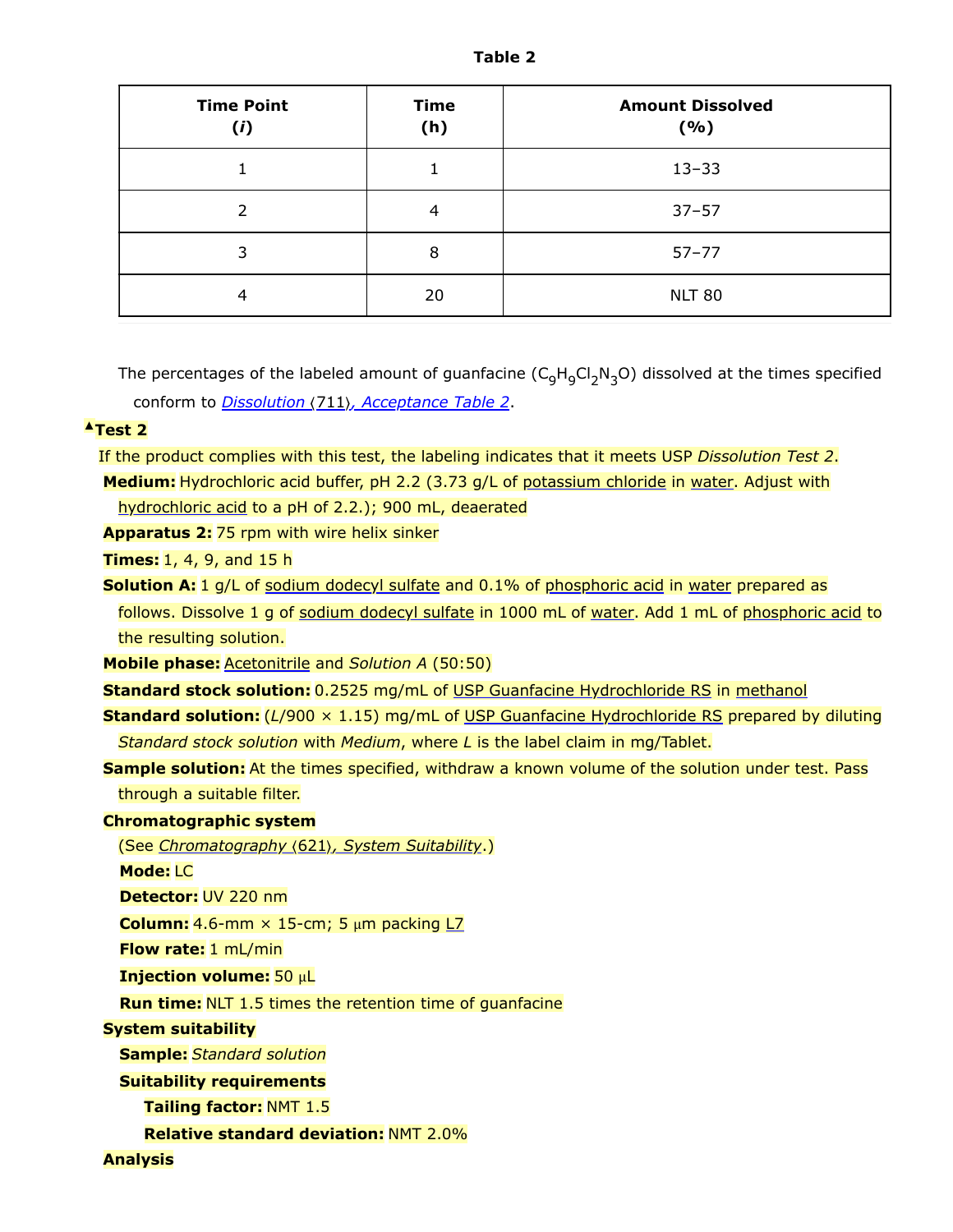**Table 2**

| Time Point<br>(*i*) | Time<br>(h) | Amount Dissolved<br>(%) |
|---|---|---|
| 1 | 1 | 13–33 |
| 2 | 4 | 37–57 |
| 3 | 8 | 57–77 |
| 4 | 20 | NLT 80 |

The percentages of the labeled amount of guanfacine ($C_9H_9Cl_2N_3O$) dissolved at the times specified conform to *Dissolution ⟨711⟩, Acceptance Table 2*.

▲**Test 2**

If the product complies with this test, the labeling indicates that it meets USP *Dissolution Test 2*.

**Medium:** Hydrochloric acid buffer, pH 2.2 (3.73 g/L of potassium chloride in water. Adjust with hydrochloric acid to a pH of 2.2.); 900 mL, deaerated

**Apparatus 2:** 75 rpm with wire helix sinker

**Times:** 1, 4, 9, and 15 h

**Solution A:** 1 g/L of sodium dodecyl sulfate and 0.1% of phosphoric acid in water prepared as follows. Dissolve 1 g of sodium dodecyl sulfate in 1000 mL of water. Add 1 mL of phosphoric acid to the resulting solution.

**Mobile phase:** Acetonitrile and *Solution A* (50:50)

**Standard stock solution:** 0.2525 mg/mL of USP Guanfacine Hydrochloride RS in methanol

**Standard solution:** ($L$/900 × 1.15) mg/mL of USP Guanfacine Hydrochloride RS prepared by diluting *Standard stock solution* with *Medium*, where $L$ is the label claim in mg/Tablet.

**Sample solution:** At the times specified, withdraw a known volume of the solution under test. Pass through a suitable filter.

**Chromatographic system**

(See *Chromatography ⟨621⟩, System Suitability*.)

**Mode:** LC

**Detector:** UV 220 nm

**Column:** 4.6-mm × 15-cm; 5 µm packing L7

**Flow rate:** 1 mL/min

**Injection volume:** 50 µL

**Run time:** NLT 1.5 times the retention time of guanfacine

**System suitability**

**Sample:** *Standard solution*

**Suitability requirements**

**Tailing factor:** NMT 1.5

**Relative standard deviation:** NMT 2.0%

**Analysis**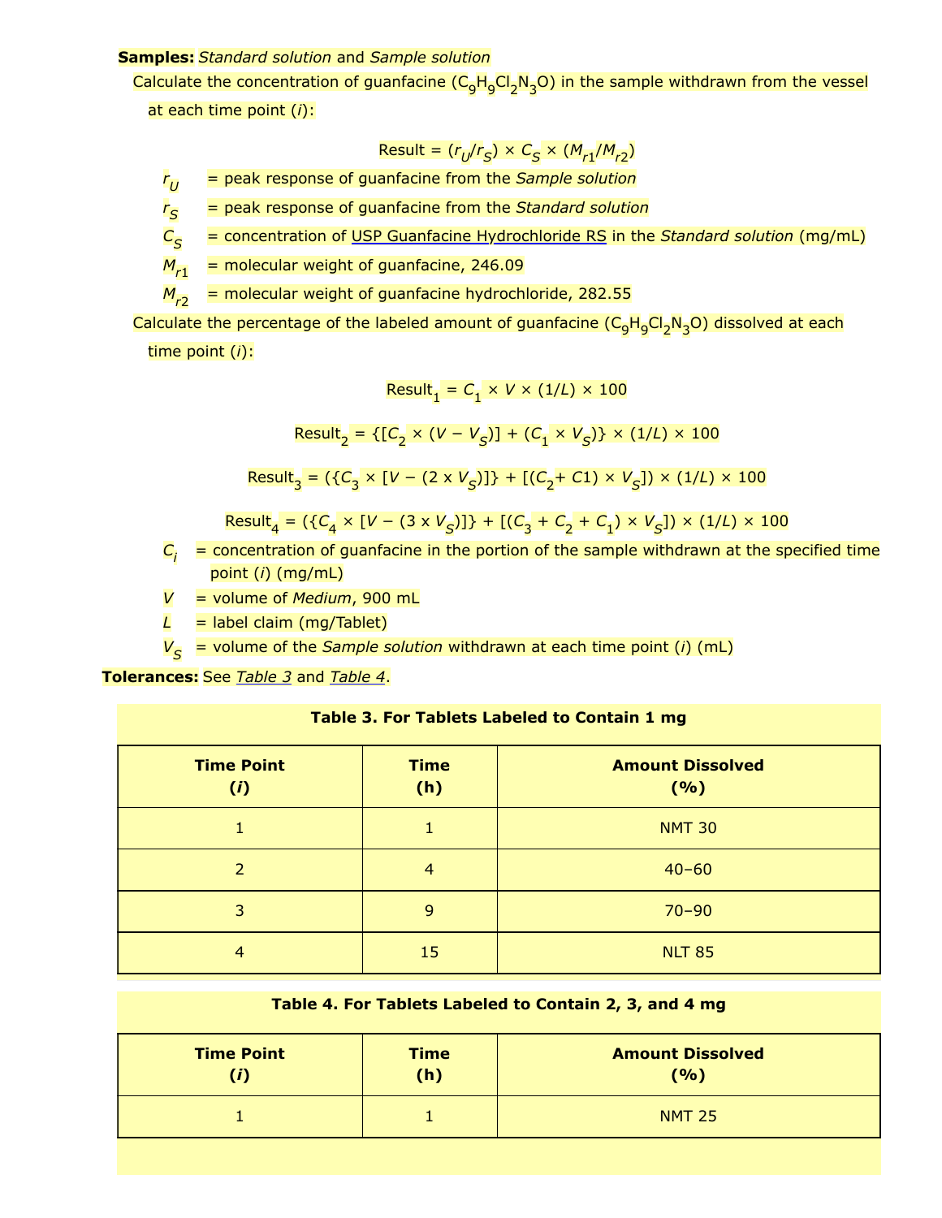**Samples:** *Standard solution* and *Sample solution*

Calculate the concentration of guanfacine ($C_9H_9Cl_2N_3O$) in the sample withdrawn from the vessel at each time point ($i$):

$$Result = (r_U/r_S) \times C_S \times (M_{r1}/M_{r2})$$

$r_U$ = peak response of guanfacine from the *Sample solution*

$r_S$ = peak response of guanfacine from the *Standard solution*

$C_S$ = concentration of USP Guanfacine Hydrochloride RS in the *Standard solution* (mg/mL)

$M_{r1}$ = molecular weight of guanfacine, 246.09

$M_{r2}$ = molecular weight of guanfacine hydrochloride, 282.55

Calculate the percentage of the labeled amount of guanfacine ($C_9H_9Cl_2N_3O$) dissolved at each time point ($i$):

$$Result_1 = C_1 \times V \times (1/L) \times 100$$

$$Result_2 = \{[C_2 \times (V - V_S)] + (C_1 \times V_S)\} \times (1/L) \times 100$$

$$Result_3 = (\{C_3 \times [V - (2 \times V_S)]\} + [(C_2 + C1) \times V_S]) \times (1/L) \times 100$$

$$Result_4 = (\{C_4 \times [V - (3 \times V_S)]\} + [(C_3 + C_2 + C_1) \times V_S]) \times (1/L) \times 100$$

$C_i$ = concentration of guanfacine in the portion of the sample withdrawn at the specified time point ($i$) (mg/mL)

$V$ = volume of *Medium*, 900 mL

$L$ = label claim (mg/Tablet)

$V_S$ = volume of the *Sample solution* withdrawn at each time point ($i$) (mL)

**Tolerances:** See *Table 3* and *Table 4*.

**Table 3. For Tablets Labeled to Contain 1 mg**

| Time Point ($i$) | Time (h) | Amount Dissolved (%) |
|---|---|---|
| 1 | 1 | NMT 30 |
| 2 | 4 | 40–60 |
| 3 | 9 | 70–90 |
| 4 | 15 | NLT 85 |

**Table 4. For Tablets Labeled to Contain 2, 3, and 4 mg**

| Time Point ($i$) | Time (h) | Amount Dissolved (%) |
|---|---|---|
| 1 | 1 | NMT 25 |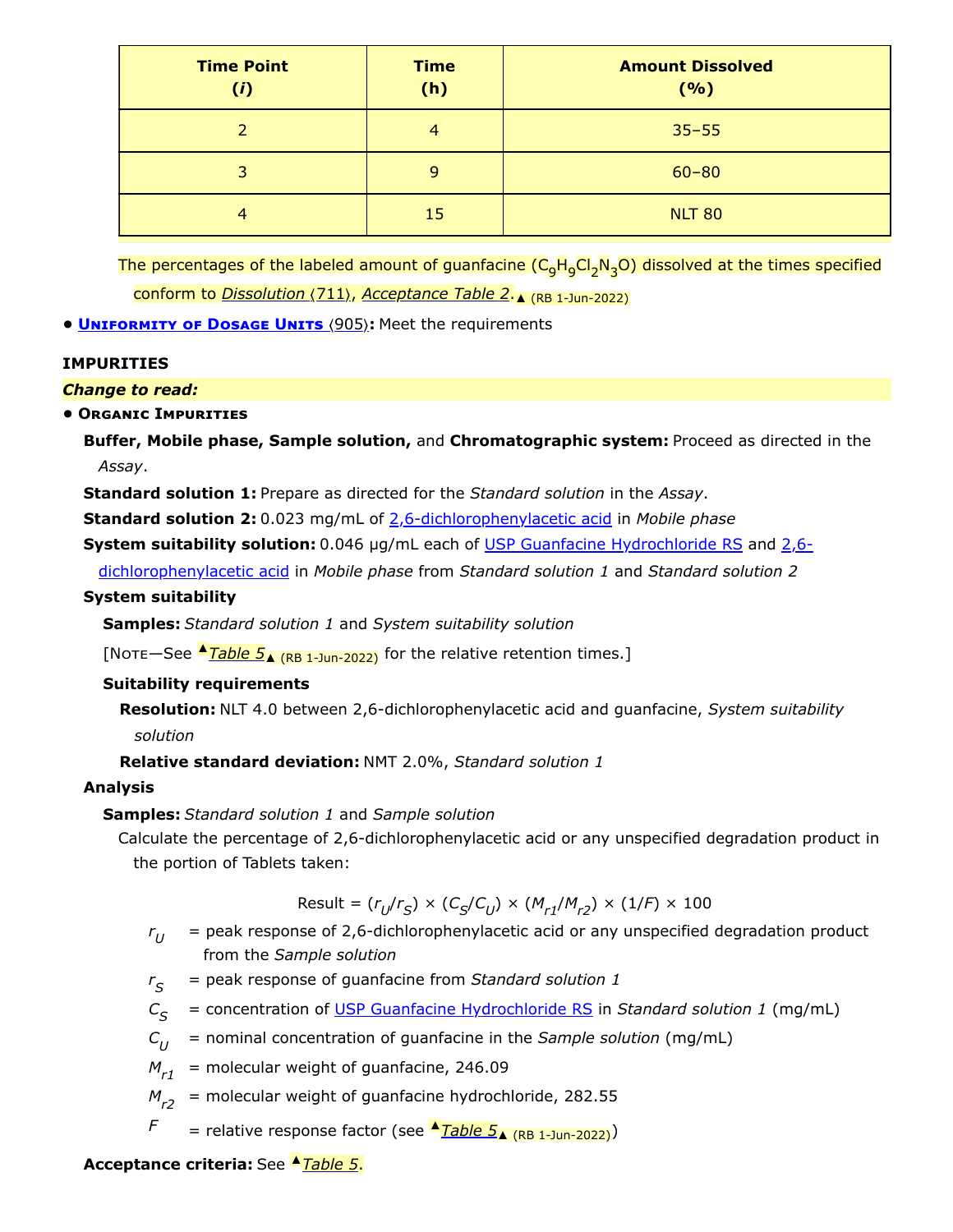| Time Point ($i$) | Time (h) | Amount Dissolved (%) |
|---|---|---|
| 2 | 4 | 35–55 |
| 3 | 9 | 60–80 |
| 4 | 15 | NLT 80 |

The percentages of the labeled amount of guanfacine ($C_9H_9Cl_2N_3O$) dissolved at the times specified conform to *Dissolution* ⟨711⟩, *Acceptance Table 2*.▲ (RB 1-Jun-2022)

- **Uniformity of Dosage Units** ⟨905⟩**:** Meet the requirements

**IMPURITIES**

***Change to read:***

- **Organic Impurities**

**Buffer, Mobile phase, Sample solution,** and **Chromatographic system:** Proceed as directed in the *Assay*.

**Standard solution 1:** Prepare as directed for the *Standard solution* in the *Assay*.

**Standard solution 2:** 0.023 mg/mL of 2,6-dichlorophenylacetic acid in *Mobile phase*

**System suitability solution:** 0.046 µg/mL each of USP Guanfacine Hydrochloride RS and 2,6-dichlorophenylacetic acid in *Mobile phase* from *Standard solution 1* and *Standard solution 2*

**System suitability**

**Samples:** *Standard solution 1* and *System suitability solution*

[Note—See ▲*Table 5*▲ (RB 1-Jun-2022) for the relative retention times.]

**Suitability requirements**

**Resolution:** NLT 4.0 between 2,6-dichlorophenylacetic acid and guanfacine, *System suitability solution*

**Relative standard deviation:** NMT 2.0%, *Standard solution 1*

**Analysis**

**Samples:** *Standard solution 1* and *Sample solution*

Calculate the percentage of 2,6-dichlorophenylacetic acid or any unspecified degradation product in the portion of Tablets taken:

$$\text{Result} = (r_U/r_S) \times (C_S/C_U) \times (M_{r1}/M_{r2}) \times (1/F) \times 100$$

$r_U$ = peak response of 2,6-dichlorophenylacetic acid or any unspecified degradation product from the *Sample solution*

$r_S$ = peak response of guanfacine from *Standard solution 1*

$C_S$ = concentration of USP Guanfacine Hydrochloride RS in *Standard solution 1* (mg/mL)

$C_U$ = nominal concentration of guanfacine in the *Sample solution* (mg/mL)

$M_{r1}$ = molecular weight of guanfacine, 246.09

$M_{r2}$ = molecular weight of guanfacine hydrochloride, 282.55

$F$ = relative response factor (see ▲*Table 5*▲ (RB 1-Jun-2022))

**Acceptance criteria:** See ▲*Table 5*.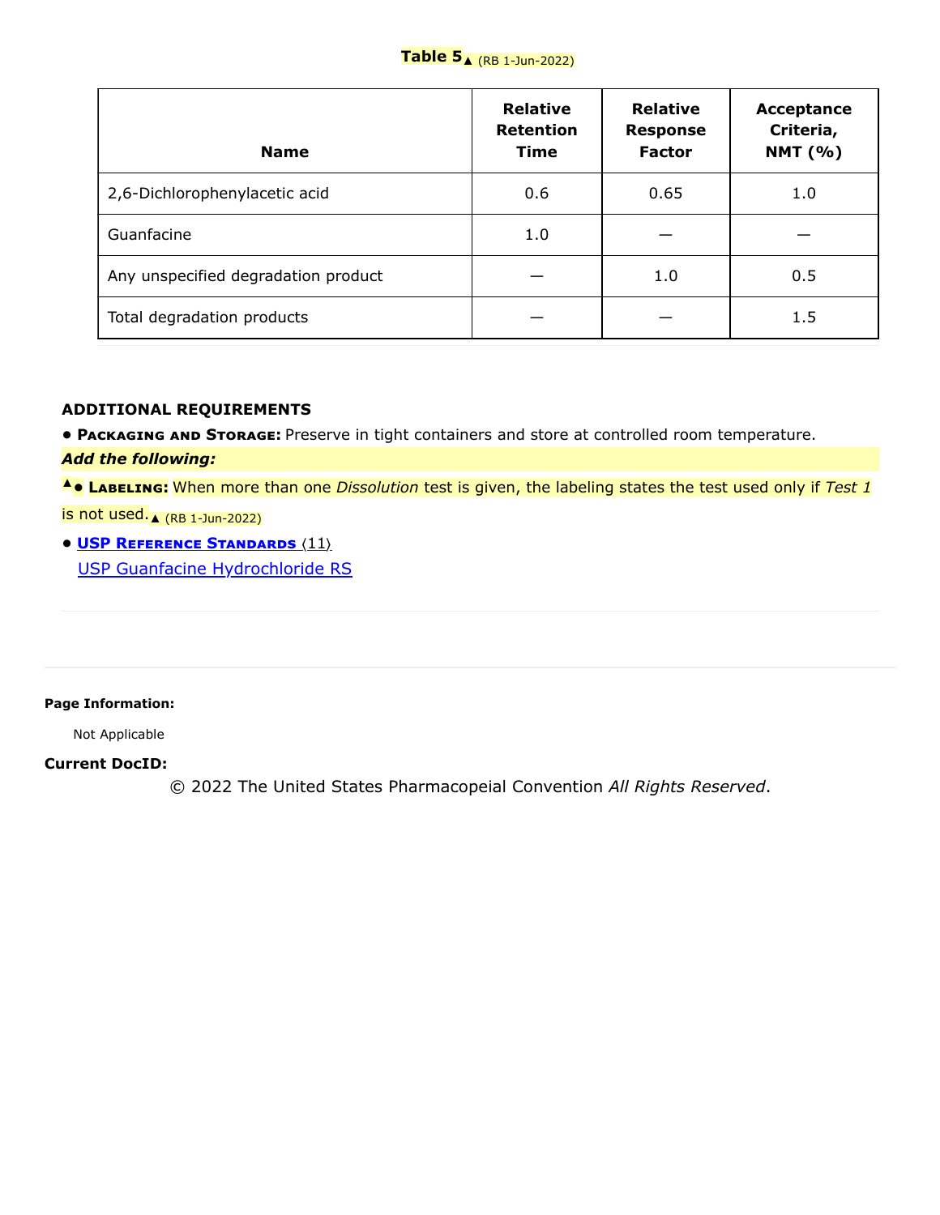**Table 5**▲ (RB 1-Jun-2022)

| Name | Relative Retention Time | Relative Response Factor | Acceptance Criteria, NMT (%) |
|---|---|---|---|
| 2,6-Dichlorophenylacetic acid | 0.6 | 0.65 | 1.0 |
| Guanfacine | 1.0 | — | — |
| Any unspecified degradation product | — | 1.0 | 0.5 |
| Total degradation products | — | — | 1.5 |

**ADDITIONAL REQUIREMENTS**

- **Packaging and Storage:** Preserve in tight containers and store at controlled room temperature.

***Add the following:***

▲• **Labeling:** When more than one *Dissolution* test is given, the labeling states the test used only if *Test 1* is not used.▲ (RB 1-Jun-2022)

- **USP Reference Standards** ⟨11⟩
  USP Guanfacine Hydrochloride RS

**Page Information:**

Not Applicable

**Current DocID:**

© 2022 The United States Pharmacopeial Convention *All Rights Reserved*.